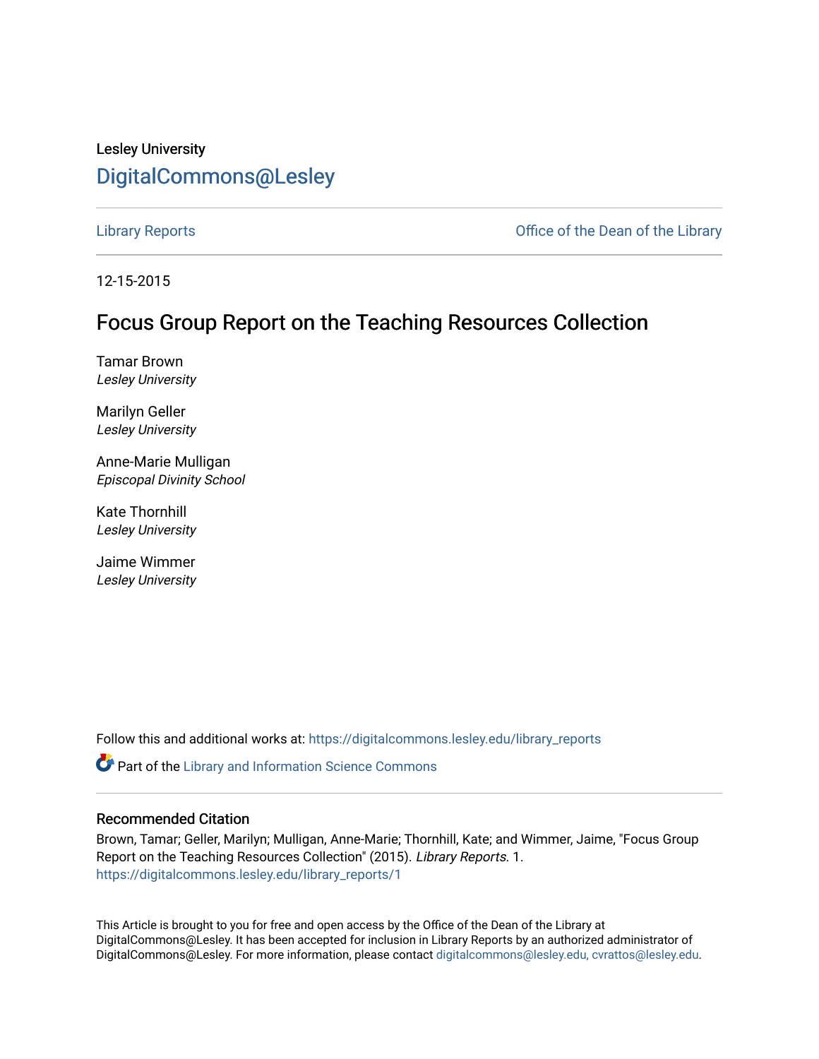Lesley University

[DigitalCommons@Lesley](https://digitalcommons.lesley.edu)

Library Reports | Office of the Dean of the Library

12-15-2015

# Focus Group Report on the Teaching Resources Collection

Tamar Brown
*Lesley University*

Marilyn Geller
*Lesley University*

Anne-Marie Mulligan
*Episcopal Divinity School*

Kate Thornhill
*Lesley University*

Jaime Wimmer
*Lesley University*

Follow this and additional works at: https://digitalcommons.lesley.edu/library_reports

Part of the Library and Information Science Commons

## Recommended Citation

Brown, Tamar; Geller, Marilyn; Mulligan, Anne-Marie; Thornhill, Kate; and Wimmer, Jaime, "Focus Group Report on the Teaching Resources Collection" (2015). *Library Reports*. 1.
https://digitalcommons.lesley.edu/library_reports/1

This Article is brought to you for free and open access by the Office of the Dean of the Library at DigitalCommons@Lesley. It has been accepted for inclusion in Library Reports by an authorized administrator of DigitalCommons@Lesley. For more information, please contact digitalcommons@lesley.edu, cvrattos@lesley.edu.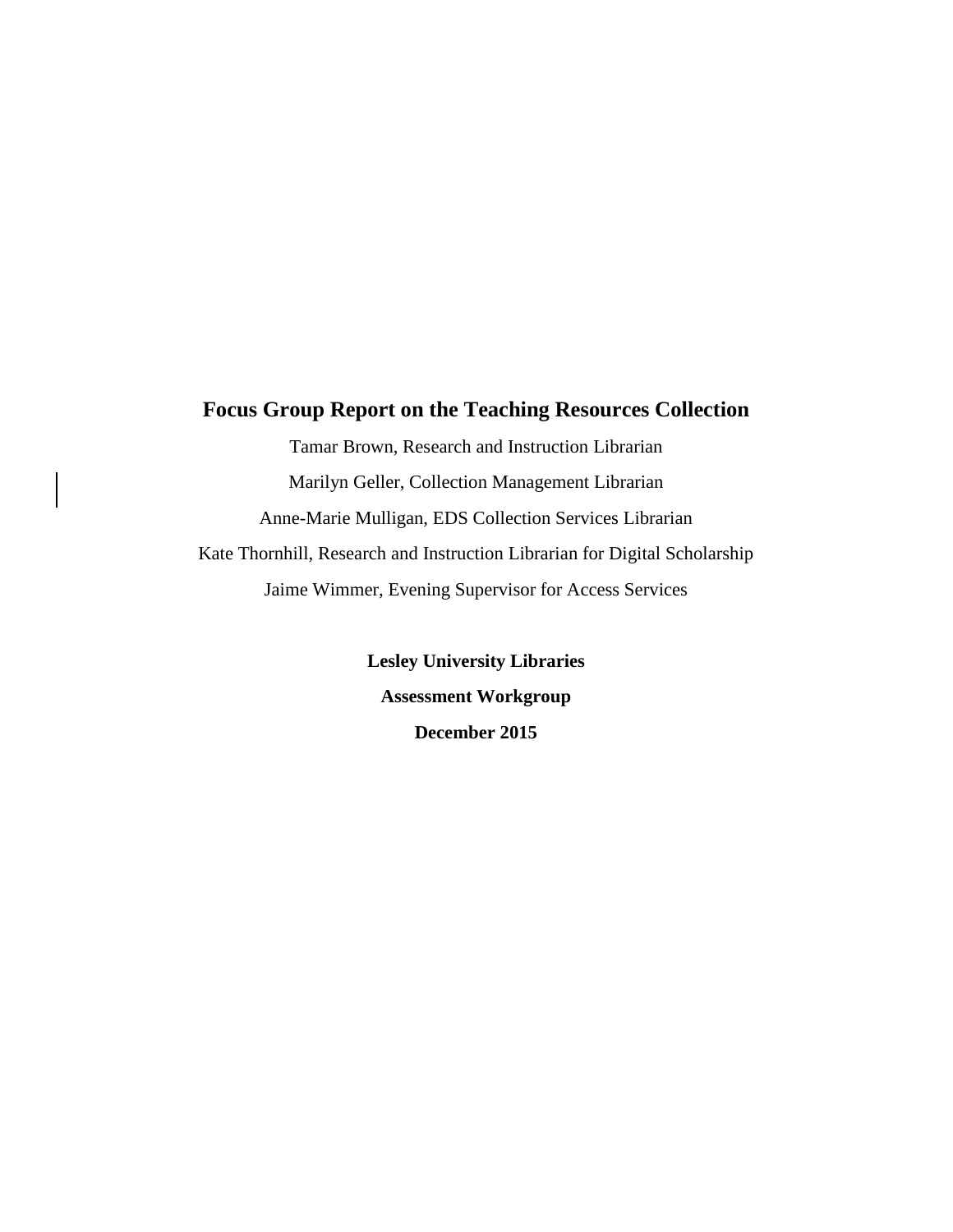# Focus Group Report on the Teaching Resources Collection

Tamar Brown, Research and Instruction Librarian

Marilyn Geller, Collection Management Librarian

Anne-Marie Mulligan, EDS Collection Services Librarian

Kate Thornhill, Research and Instruction Librarian for Digital Scholarship

Jaime Wimmer, Evening Supervisor for Access Services

**Lesley University Libraries**

**Assessment Workgroup**

**December 2015**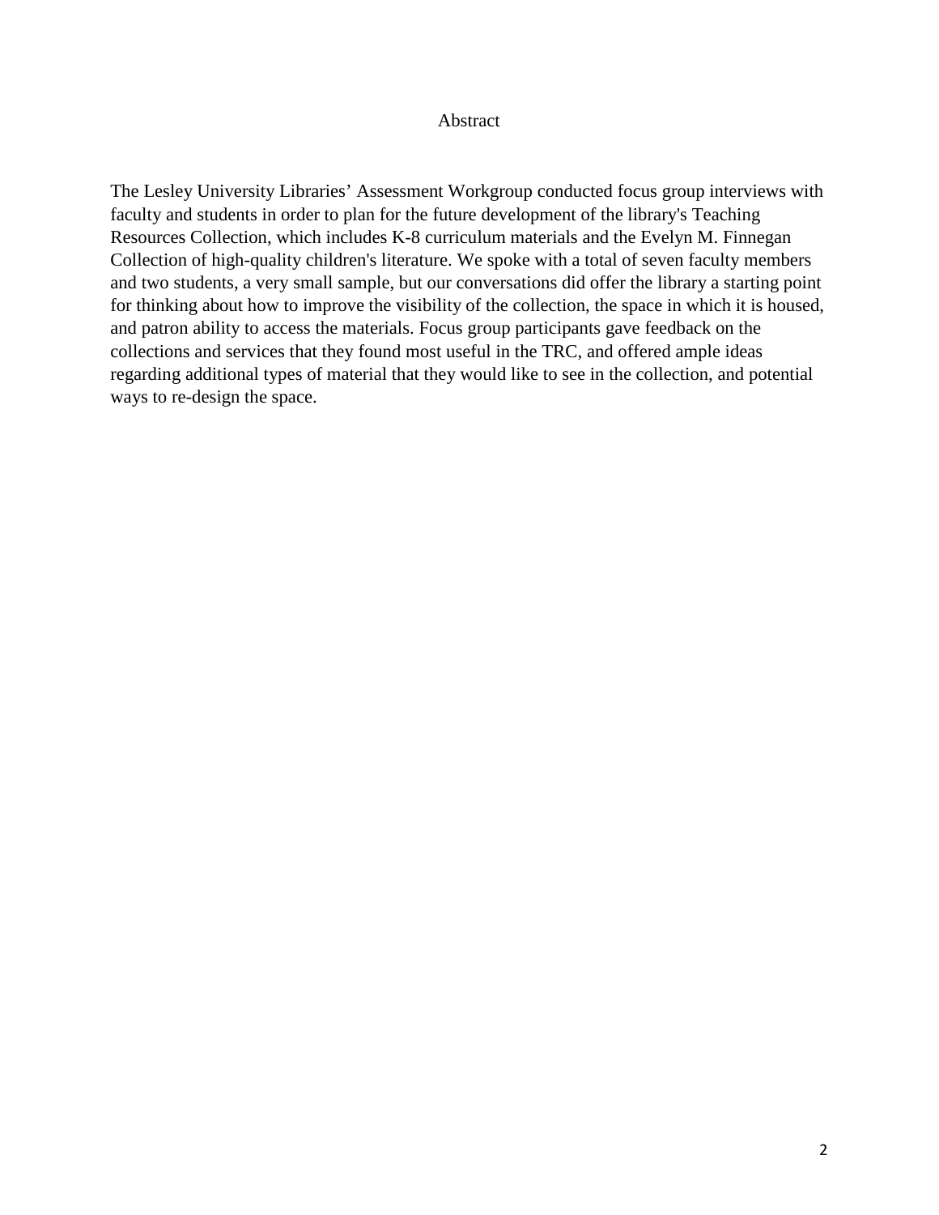# Abstract

The Lesley University Libraries' Assessment Workgroup conducted focus group interviews with faculty and students in order to plan for the future development of the library's Teaching Resources Collection, which includes K-8 curriculum materials and the Evelyn M. Finnegan Collection of high-quality children's literature. We spoke with a total of seven faculty members and two students, a very small sample, but our conversations did offer the library a starting point for thinking about how to improve the visibility of the collection, the space in which it is housed, and patron ability to access the materials. Focus group participants gave feedback on the collections and services that they found most useful in the TRC, and offered ample ideas regarding additional types of material that they would like to see in the collection, and potential ways to re-design the space.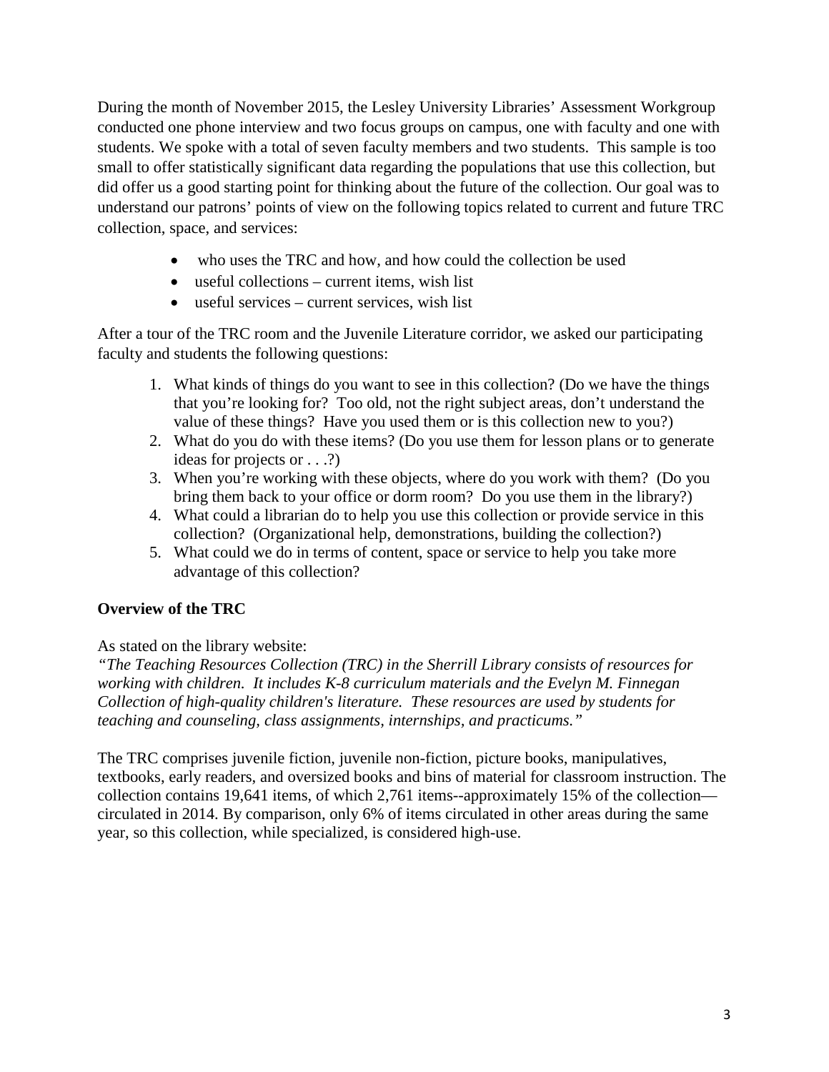During the month of November 2015, the Lesley University Libraries' Assessment Workgroup conducted one phone interview and two focus groups on campus, one with faculty and one with students. We spoke with a total of seven faculty members and two students. This sample is too small to offer statistically significant data regarding the populations that use this collection, but did offer us a good starting point for thinking about the future of the collection. Our goal was to understand our patrons' points of view on the following topics related to current and future TRC collection, space, and services:

- who uses the TRC and how, and how could the collection be used
- useful collections – current items, wish list
- useful services – current services, wish list

After a tour of the TRC room and the Juvenile Literature corridor, we asked our participating faculty and students the following questions:

1. What kinds of things do you want to see in this collection? (Do we have the things that you're looking for? Too old, not the right subject areas, don't understand the value of these things? Have you used them or is this collection new to you?)
2. What do you do with these items? (Do you use them for lesson plans or to generate ideas for projects or . . .?)
3. When you're working with these objects, where do you work with them? (Do you bring them back to your office or dorm room? Do you use them in the library?)
4. What could a librarian do to help you use this collection or provide service in this collection? (Organizational help, demonstrations, building the collection?)
5. What could we do in terms of content, space or service to help you take more advantage of this collection?

**Overview of the TRC**

As stated on the library website:
*"The Teaching Resources Collection (TRC) in the Sherrill Library consists of resources for working with children. It includes K-8 curriculum materials and the Evelyn M. Finnegan Collection of high-quality children's literature. These resources are used by students for teaching and counseling, class assignments, internships, and practicums."*

The TRC comprises juvenile fiction, juvenile non-fiction, picture books, manipulatives, textbooks, early readers, and oversized books and bins of material for classroom instruction. The collection contains 19,641 items, of which 2,761 items--approximately 15% of the collection—circulated in 2014. By comparison, only 6% of items circulated in other areas during the same year, so this collection, while specialized, is considered high-use.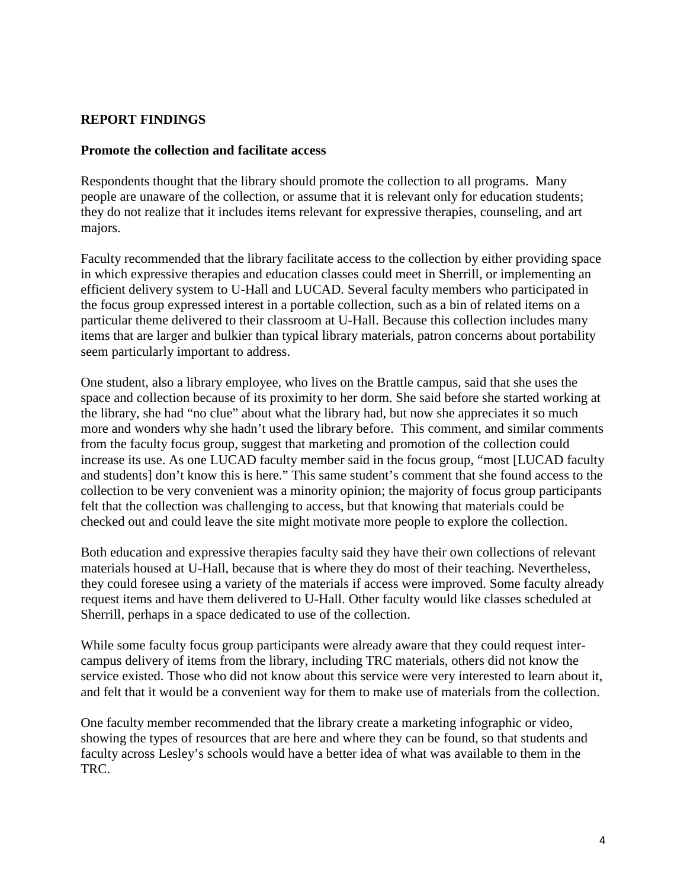## REPORT FINDINGS

### Promote the collection and facilitate access

Respondents thought that the library should promote the collection to all programs. Many people are unaware of the collection, or assume that it is relevant only for education students; they do not realize that it includes items relevant for expressive therapies, counseling, and art majors.

Faculty recommended that the library facilitate access to the collection by either providing space in which expressive therapies and education classes could meet in Sherrill, or implementing an efficient delivery system to U-Hall and LUCAD. Several faculty members who participated in the focus group expressed interest in a portable collection, such as a bin of related items on a particular theme delivered to their classroom at U-Hall. Because this collection includes many items that are larger and bulkier than typical library materials, patron concerns about portability seem particularly important to address.

One student, also a library employee, who lives on the Brattle campus, said that she uses the space and collection because of its proximity to her dorm. She said before she started working at the library, she had "no clue" about what the library had, but now she appreciates it so much more and wonders why she hadn't used the library before. This comment, and similar comments from the faculty focus group, suggest that marketing and promotion of the collection could increase its use. As one LUCAD faculty member said in the focus group, "most [LUCAD faculty and students] don't know this is here." This same student's comment that she found access to the collection to be very convenient was a minority opinion; the majority of focus group participants felt that the collection was challenging to access, but that knowing that materials could be checked out and could leave the site might motivate more people to explore the collection.

Both education and expressive therapies faculty said they have their own collections of relevant materials housed at U-Hall, because that is where they do most of their teaching. Nevertheless, they could foresee using a variety of the materials if access were improved. Some faculty already request items and have them delivered to U-Hall. Other faculty would like classes scheduled at Sherrill, perhaps in a space dedicated to use of the collection.

While some faculty focus group participants were already aware that they could request inter-campus delivery of items from the library, including TRC materials, others did not know the service existed. Those who did not know about this service were very interested to learn about it, and felt that it would be a convenient way for them to make use of materials from the collection.

One faculty member recommended that the library create a marketing infographic or video, showing the types of resources that are here and where they can be found, so that students and faculty across Lesley's schools would have a better idea of what was available to them in the TRC.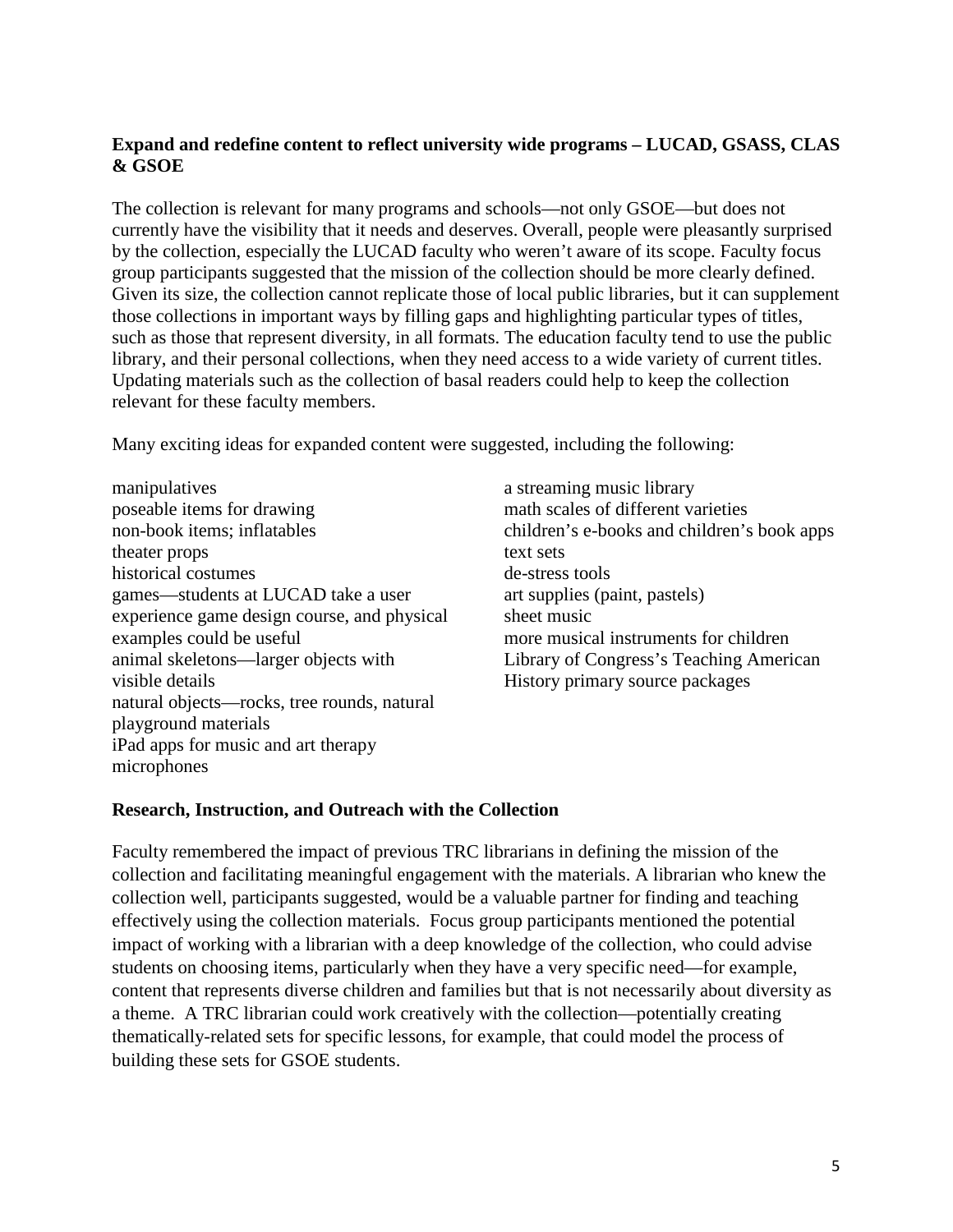**Expand and redefine content to reflect university wide programs – LUCAD, GSASS, CLAS & GSOE**

The collection is relevant for many programs and schools—not only GSOE—but does not currently have the visibility that it needs and deserves. Overall, people were pleasantly surprised by the collection, especially the LUCAD faculty who weren't aware of its scope. Faculty focus group participants suggested that the mission of the collection should be more clearly defined. Given its size, the collection cannot replicate those of local public libraries, but it can supplement those collections in important ways by filling gaps and highlighting particular types of titles, such as those that represent diversity, in all formats. The education faculty tend to use the public library, and their personal collections, when they need access to a wide variety of current titles. Updating materials such as the collection of basal readers could help to keep the collection relevant for these faculty members.

Many exciting ideas for expanded content were suggested, including the following:

- manipulatives
- poseable items for drawing
- non-book items; inflatables
- theater props
- historical costumes
- games—students at LUCAD take a user experience game design course, and physical examples could be useful
- animal skeletons—larger objects with visible details
- natural objects—rocks, tree rounds, natural playground materials
- iPad apps for music and art therapy
- microphones
- a streaming music library
- math scales of different varieties
- children's e-books and children's book apps
- text sets
- de-stress tools
- art supplies (paint, pastels)
- sheet music
- more musical instruments for children
- Library of Congress's Teaching American History primary source packages

**Research, Instruction, and Outreach with the Collection**

Faculty remembered the impact of previous TRC librarians in defining the mission of the collection and facilitating meaningful engagement with the materials. A librarian who knew the collection well, participants suggested, would be a valuable partner for finding and teaching effectively using the collection materials. Focus group participants mentioned the potential impact of working with a librarian with a deep knowledge of the collection, who could advise students on choosing items, particularly when they have a very specific need—for example, content that represents diverse children and families but that is not necessarily about diversity as a theme. A TRC librarian could work creatively with the collection—potentially creating thematically-related sets for specific lessons, for example, that could model the process of building these sets for GSOE students.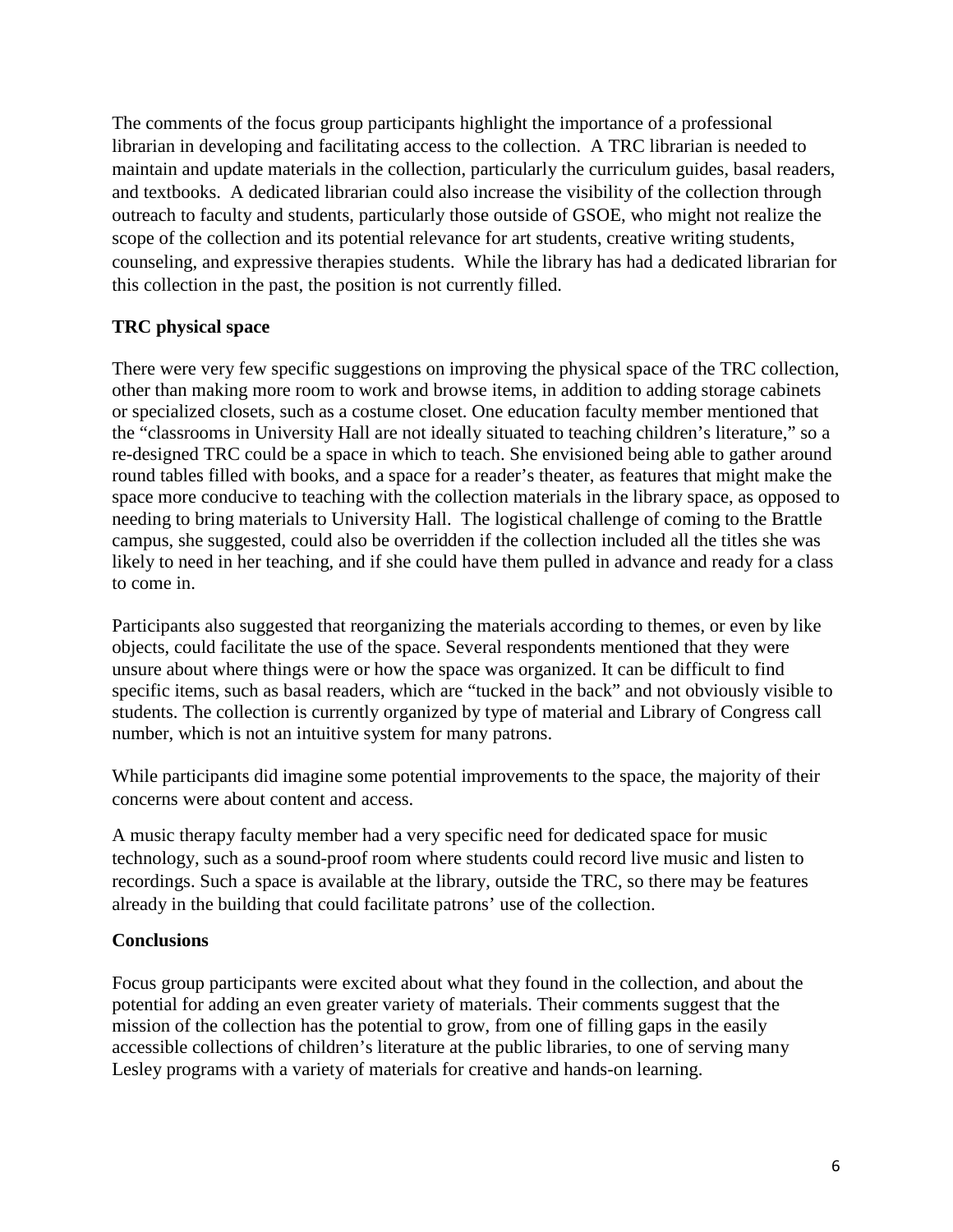The comments of the focus group participants highlight the importance of a professional librarian in developing and facilitating access to the collection. A TRC librarian is needed to maintain and update materials in the collection, particularly the curriculum guides, basal readers, and textbooks. A dedicated librarian could also increase the visibility of the collection through outreach to faculty and students, particularly those outside of GSOE, who might not realize the scope of the collection and its potential relevance for art students, creative writing students, counseling, and expressive therapies students. While the library has had a dedicated librarian for this collection in the past, the position is not currently filled.

**TRC physical space**

There were very few specific suggestions on improving the physical space of the TRC collection, other than making more room to work and browse items, in addition to adding storage cabinets or specialized closets, such as a costume closet. One education faculty member mentioned that the "classrooms in University Hall are not ideally situated to teaching children's literature," so a re-designed TRC could be a space in which to teach. She envisioned being able to gather around round tables filled with books, and a space for a reader's theater, as features that might make the space more conducive to teaching with the collection materials in the library space, as opposed to needing to bring materials to University Hall. The logistical challenge of coming to the Brattle campus, she suggested, could also be overridden if the collection included all the titles she was likely to need in her teaching, and if she could have them pulled in advance and ready for a class to come in.

Participants also suggested that reorganizing the materials according to themes, or even by like objects, could facilitate the use of the space. Several respondents mentioned that they were unsure about where things were or how the space was organized. It can be difficult to find specific items, such as basal readers, which are "tucked in the back" and not obviously visible to students. The collection is currently organized by type of material and Library of Congress call number, which is not an intuitive system for many patrons.

While participants did imagine some potential improvements to the space, the majority of their concerns were about content and access.

A music therapy faculty member had a very specific need for dedicated space for music technology, such as a sound-proof room where students could record live music and listen to recordings. Such a space is available at the library, outside the TRC, so there may be features already in the building that could facilitate patrons' use of the collection.

**Conclusions**

Focus group participants were excited about what they found in the collection, and about the potential for adding an even greater variety of materials. Their comments suggest that the mission of the collection has the potential to grow, from one of filling gaps in the easily accessible collections of children's literature at the public libraries, to one of serving many Lesley programs with a variety of materials for creative and hands-on learning.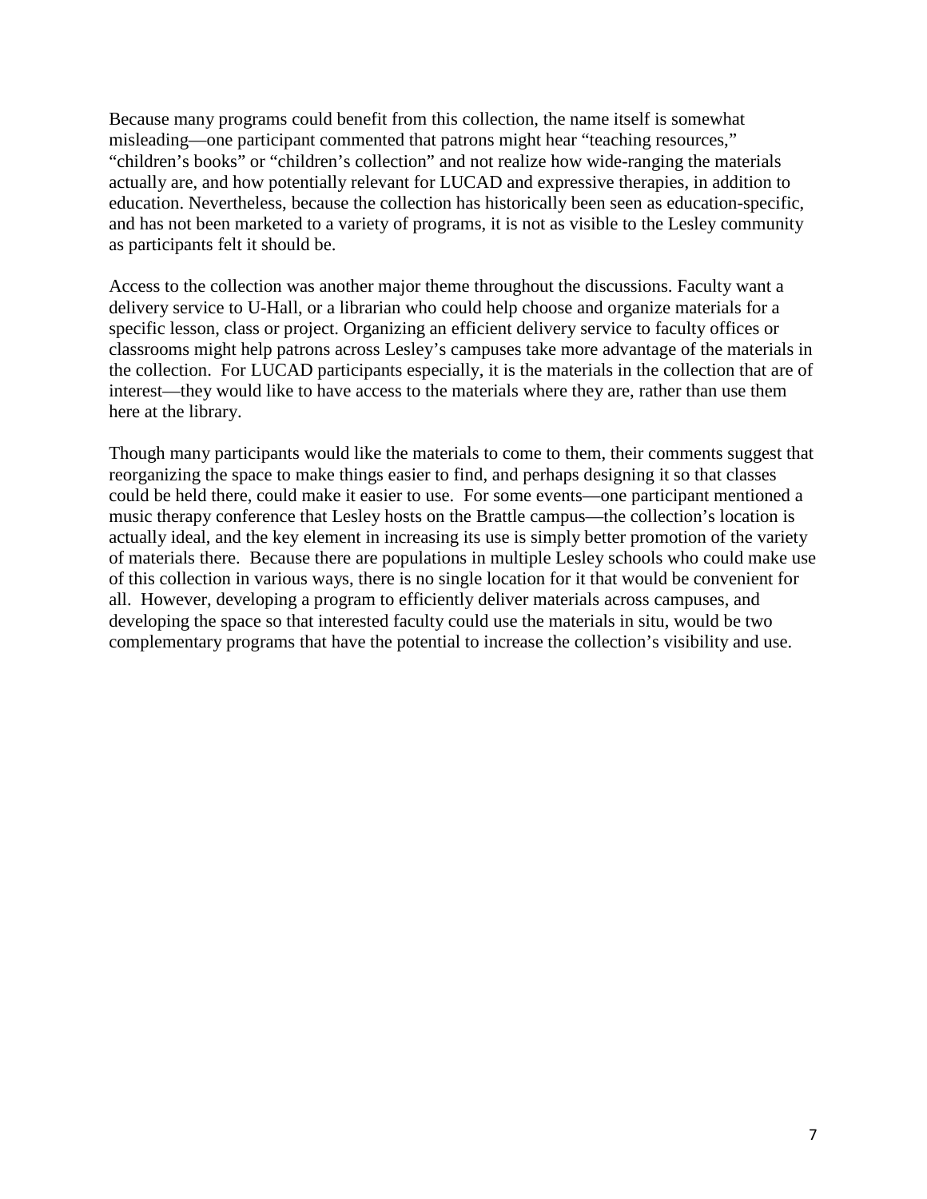Because many programs could benefit from this collection, the name itself is somewhat misleading—one participant commented that patrons might hear "teaching resources," "children's books" or "children's collection" and not realize how wide-ranging the materials actually are, and how potentially relevant for LUCAD and expressive therapies, in addition to education. Nevertheless, because the collection has historically been seen as education-specific, and has not been marketed to a variety of programs, it is not as visible to the Lesley community as participants felt it should be.

Access to the collection was another major theme throughout the discussions. Faculty want a delivery service to U-Hall, or a librarian who could help choose and organize materials for a specific lesson, class or project. Organizing an efficient delivery service to faculty offices or classrooms might help patrons across Lesley's campuses take more advantage of the materials in the collection. For LUCAD participants especially, it is the materials in the collection that are of interest—they would like to have access to the materials where they are, rather than use them here at the library.

Though many participants would like the materials to come to them, their comments suggest that reorganizing the space to make things easier to find, and perhaps designing it so that classes could be held there, could make it easier to use. For some events—one participant mentioned a music therapy conference that Lesley hosts on the Brattle campus—the collection's location is actually ideal, and the key element in increasing its use is simply better promotion of the variety of materials there. Because there are populations in multiple Lesley schools who could make use of this collection in various ways, there is no single location for it that would be convenient for all. However, developing a program to efficiently deliver materials across campuses, and developing the space so that interested faculty could use the materials in situ, would be two complementary programs that have the potential to increase the collection's visibility and use.